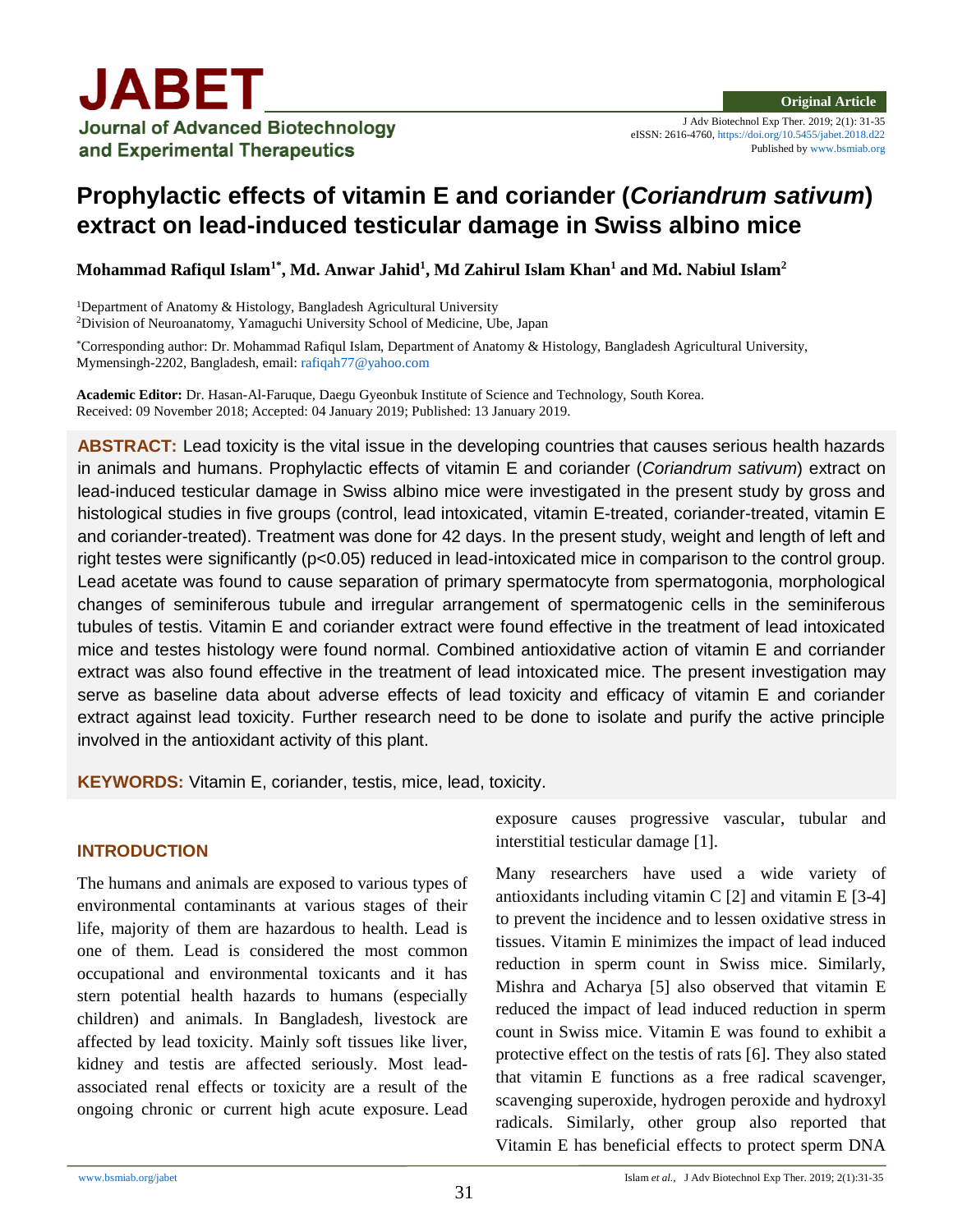Original Article

J Adv Biotechnol Exp Ther. 2019; 2(1): 31-35
eISSN: 2616-4760, https://doi.org/10.5455/jabet.2018.d22
Published by www.bsmiab.org

# Prophylactic effects of vitamin E and coriander (*Coriandrum sativum*) extract on lead-induced testicular damage in Swiss albino mice

**Mohammad Rafiqul Islam[1*], Md. Anwar Jahid[1], Md Zahirul Islam Khan[1] and Md. Nabiul Islam[2]**

[1]Department of Anatomy & Histology, Bangladesh Agricultural University
[2]Division of Neuroanatomy, Yamaguchi University School of Medicine, Ube, Japan

[*]Corresponding author: Dr. Mohammad Rafiqul Islam, Department of Anatomy & Histology, Bangladesh Agricultural University, Mymensingh-2202, Bangladesh, email: rafiqah77@yahoo.com

**Academic Editor:** Dr. Hasan-Al-Faruque, Daegu Gyeonbuk Institute of Science and Technology, South Korea.
Received: 09 November 2018; Accepted: 04 January 2019; Published: 13 January 2019.

**ABSTRACT:** Lead toxicity is the vital issue in the developing countries that causes serious health hazards in animals and humans. Prophylactic effects of vitamin E and coriander (*Coriandrum sativum*) extract on lead-induced testicular damage in Swiss albino mice were investigated in the present study by gross and histological studies in five groups (control, lead intoxicated, vitamin E-treated, coriander-treated, vitamin E and coriander-treated). Treatment was done for 42 days. In the present study, weight and length of left and right testes were significantly ($p<0.05$) reduced in lead-intoxicated mice in comparison to the control group. Lead acetate was found to cause separation of primary spermatocyte from spermatogonia, morphological changes of seminiferous tubule and irregular arrangement of spermatogenic cells in the seminiferous tubules of testis. Vitamin E and coriander extract were found effective in the treatment of lead intoxicated mice and testes histology were found normal. Combined antioxidative action of vitamin E and corriander extract was also found effective in the treatment of lead intoxicated mice. The present investigation may serve as baseline data about adverse effects of lead toxicity and efficacy of vitamin E and coriander extract against lead toxicity. Further research need to be done to isolate and purify the active principle involved in the antioxidant activity of this plant.

**KEYWORDS:** Vitamin E, coriander, testis, mice, lead, toxicity.

## INTRODUCTION

The humans and animals are exposed to various types of environmental contaminants at various stages of their life, majority of them are hazardous to health. Lead is one of them. Lead is considered the most common occupational and environmental toxicants and it has stern potential health hazards to humans (especially children) and animals. In Bangladesh, livestock are affected by lead toxicity. Mainly soft tissues like liver, kidney and testis are affected seriously. Most lead-associated renal effects or toxicity are a result of the ongoing chronic or current high acute exposure. Lead exposure causes progressive vascular, tubular and interstitial testicular damage [1].

Many researchers have used a wide variety of antioxidants including vitamin C [2] and vitamin E [3-4] to prevent the incidence and to lessen oxidative stress in tissues. Vitamin E minimizes the impact of lead induced reduction in sperm count in Swiss mice. Similarly, Mishra and Acharya [5] also observed that vitamin E reduced the impact of lead induced reduction in sperm count in Swiss mice. Vitamin E was found to exhibit a protective effect on the testis of rats [6]. They also stated that vitamin E functions as a free radical scavenger, scavenging superoxide, hydrogen peroxide and hydroxyl radicals. Similarly, other group also reported that Vitamin E has beneficial effects to protect sperm DNA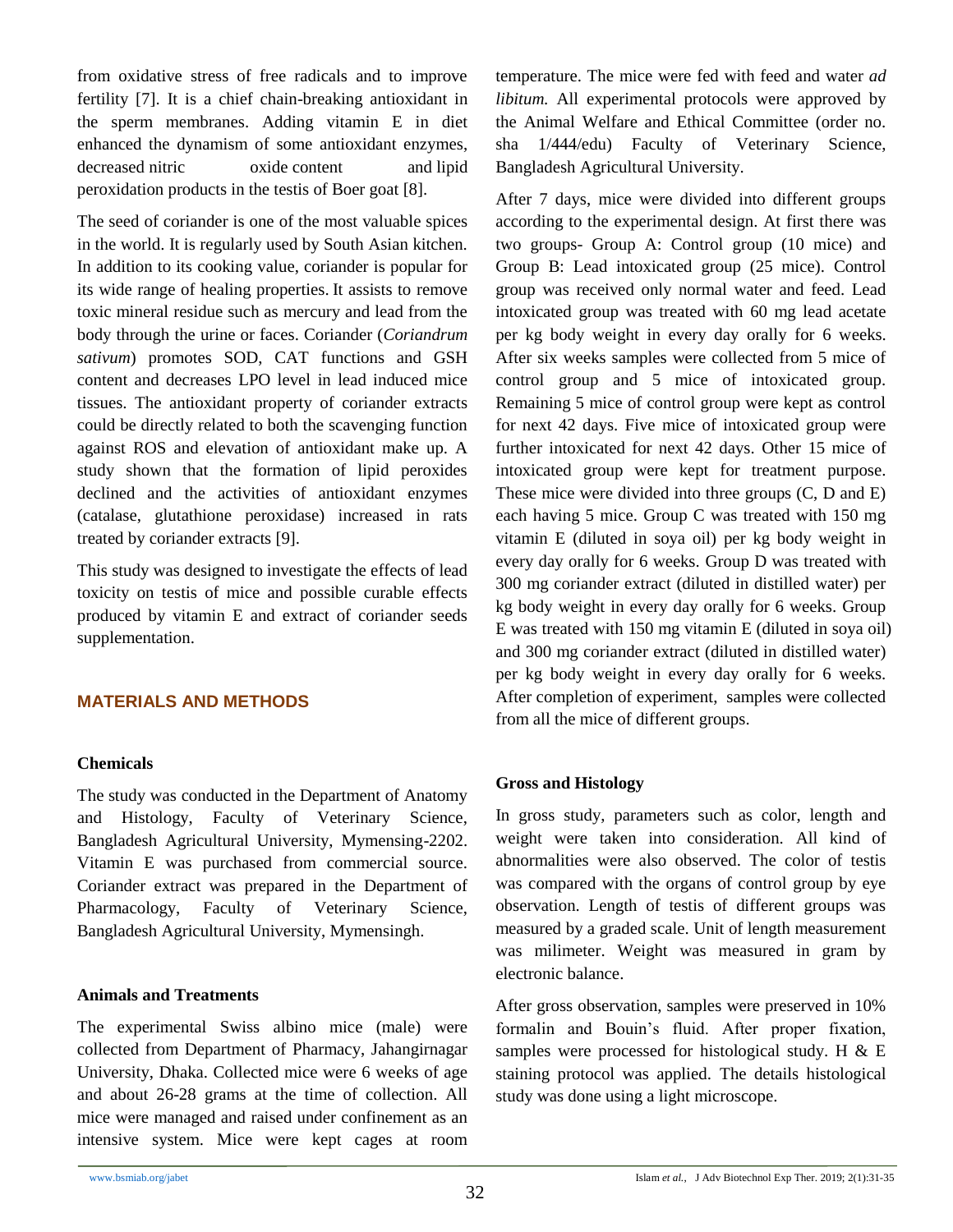from oxidative stress of free radicals and to improve fertility [7]. It is a chief chain-breaking antioxidant in the sperm membranes. Adding vitamin E in diet enhanced the dynamism of some antioxidant enzymes, decreased nitric oxide content and lipid peroxidation products in the testis of Boer goat [8].

The seed of coriander is one of the most valuable spices in the world. It is regularly used by South Asian kitchen. In addition to its cooking value, coriander is popular for its wide range of healing properties. It assists to remove toxic mineral residue such as mercury and lead from the body through the urine or faces. Coriander (*Coriandrum sativum*) promotes SOD, CAT functions and GSH content and decreases LPO level in lead induced mice tissues. The antioxidant property of coriander extracts could be directly related to both the scavenging function against ROS and elevation of antioxidant make up. A study shown that the formation of lipid peroxides declined and the activities of antioxidant enzymes (catalase, glutathione peroxidase) increased in rats treated by coriander extracts [9].

This study was designed to investigate the effects of lead toxicity on testis of mice and possible curable effects produced by vitamin E and extract of coriander seeds supplementation.

## MATERIALS AND METHODS

### Chemicals

The study was conducted in the Department of Anatomy and Histology, Faculty of Veterinary Science, Bangladesh Agricultural University, Mymensing-2202. Vitamin E was purchased from commercial source. Coriander extract was prepared in the Department of Pharmacology, Faculty of Veterinary Science, Bangladesh Agricultural University, Mymensingh.

### Animals and Treatments

The experimental Swiss albino mice (male) were collected from Department of Pharmacy, Jahangirnagar University, Dhaka. Collected mice were 6 weeks of age and about 26-28 grams at the time of collection. All mice were managed and raised under confinement as an intensive system. Mice were kept cages at room temperature. The mice were fed with feed and water *ad libitum.* All experimental protocols were approved by the Animal Welfare and Ethical Committee (order no. sha 1/444/edu) Faculty of Veterinary Science, Bangladesh Agricultural University.

After 7 days, mice were divided into different groups according to the experimental design. At first there was two groups- Group A: Control group (10 mice) and Group B: Lead intoxicated group (25 mice). Control group was received only normal water and feed. Lead intoxicated group was treated with 60 mg lead acetate per kg body weight in every day orally for 6 weeks. After six weeks samples were collected from 5 mice of control group and 5 mice of intoxicated group. Remaining 5 mice of control group were kept as control for next 42 days. Five mice of intoxicated group were further intoxicated for next 42 days. Other 15 mice of intoxicated group were kept for treatment purpose. These mice were divided into three groups (C, D and E) each having 5 mice. Group C was treated with 150 mg vitamin E (diluted in soya oil) per kg body weight in every day orally for 6 weeks. Group D was treated with 300 mg coriander extract (diluted in distilled water) per kg body weight in every day orally for 6 weeks. Group E was treated with 150 mg vitamin E (diluted in soya oil) and 300 mg coriander extract (diluted in distilled water) per kg body weight in every day orally for 6 weeks. After completion of experiment, samples were collected from all the mice of different groups.

### Gross and Histology

In gross study, parameters such as color, length and weight were taken into consideration. All kind of abnormalities were also observed. The color of testis was compared with the organs of control group by eye observation. Length of testis of different groups was measured by a graded scale. Unit of length measurement was milimeter. Weight was measured in gram by electronic balance.

After gross observation, samples were preserved in 10% formalin and Bouin's fluid. After proper fixation, samples were processed for histological study. H & E staining protocol was applied. The details histological study was done using a light microscope.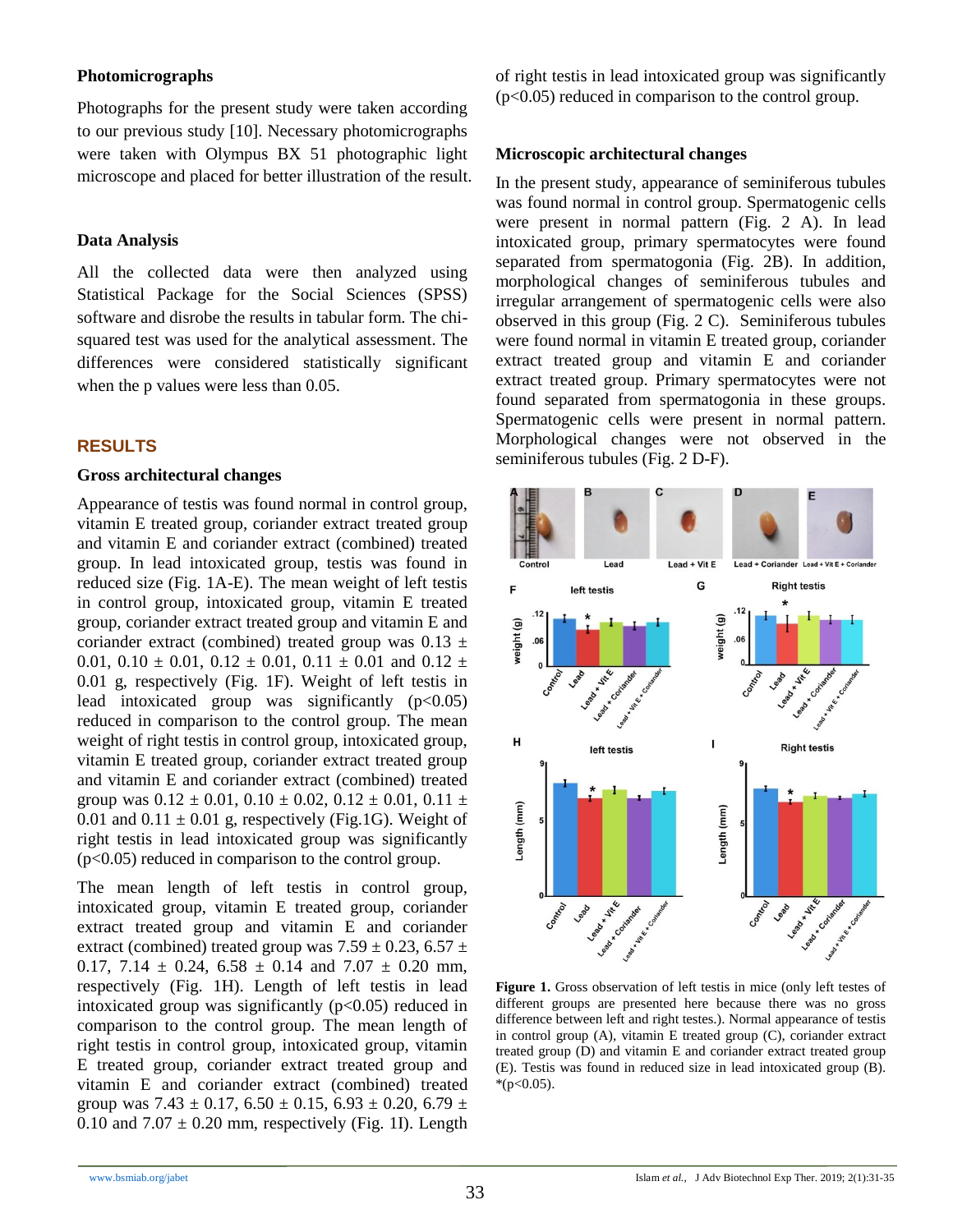### Photomicrographs

Photographs for the present study were taken according to our previous study [10]. Necessary photomicrographs were taken with Olympus BX 51 photographic light microscope and placed for better illustration of the result.

### Data Analysis

All the collected data were then analyzed using Statistical Package for the Social Sciences (SPSS) software and disrobe the results in tabular form. The chi-squared test was used for the analytical assessment. The differences were considered statistically significant when the p values were less than 0.05.

## RESULTS

### Gross architectural changes

Appearance of testis was found normal in control group, vitamin E treated group, coriander extract treated group and vitamin E and coriander extract (combined) treated group. In lead intoxicated group, testis was found in reduced size (Fig. 1A-E). The mean weight of left testis in control group, intoxicated group, vitamin E treated group, coriander extract treated group and vitamin E and coriander extract (combined) treated group was 0.13 ± 0.01, 0.10 ± 0.01, 0.12 ± 0.01, 0.11 ± 0.01 and 0.12 ± 0.01 g, respectively (Fig. 1F). Weight of left testis in lead intoxicated group was significantly ($p<0.05$) reduced in comparison to the control group. The mean weight of right testis in control group, intoxicated group, vitamin E treated group, coriander extract treated group and vitamin E and coriander extract (combined) treated group was 0.12 ± 0.01, 0.10 ± 0.02, 0.12 ± 0.01, 0.11 ± 0.01 and 0.11 ± 0.01 g, respectively (Fig.1G). Weight of right testis in lead intoxicated group was significantly ($p<0.05$) reduced in comparison to the control group.

The mean length of left testis in control group, intoxicated group, vitamin E treated group, coriander extract treated group and vitamin E and coriander extract (combined) treated group was 7.59 ± 0.23, 6.57 ± 0.17, 7.14 ± 0.24, 6.58 ± 0.14 and 7.07 ± 0.20 mm, respectively (Fig. 1H). Length of left testis in lead intoxicated group was significantly ($p<0.05$) reduced in comparison to the control group. The mean length of right testis in control group, intoxicated group, vitamin E treated group, coriander extract treated group and vitamin E and coriander extract (combined) treated group was 7.43 ± 0.17, 6.50 ± 0.15, 6.93 ± 0.20, 6.79 ± 0.10 and 7.07 ± 0.20 mm, respectively (Fig. 1I). Length of right testis in lead intoxicated group was significantly ($p<0.05$) reduced in comparison to the control group.

### Microscopic architectural changes

In the present study, appearance of seminiferous tubules was found normal in control group. Spermatogenic cells were present in normal pattern (Fig. 2 A). In lead intoxicated group, primary spermatocytes were found separated from spermatogonia (Fig. 2B). In addition, morphological changes of seminiferous tubules and irregular arrangement of spermatogenic cells were also observed in this group (Fig. 2 C). Seminiferous tubules were found normal in vitamin E treated group, coriander extract treated group and vitamin E and coriander extract treated group. Primary spermatocytes were not found separated from spermatogonia in these groups. Spermatogenic cells were present in normal pattern. Morphological changes were not observed in the seminiferous tubules (Fig. 2 D-F).

**Figure 1.** Gross observation of left testis in mice (only left testes of different groups are presented here because there was no gross difference between left and right testes.). Normal appearance of testis in control group (A), vitamin E treated group (C), coriander extract treated group (D) and vitamin E and coriander extract treated group (E). Testis was found in reduced size in lead intoxicated group (B). *($p<0.05$).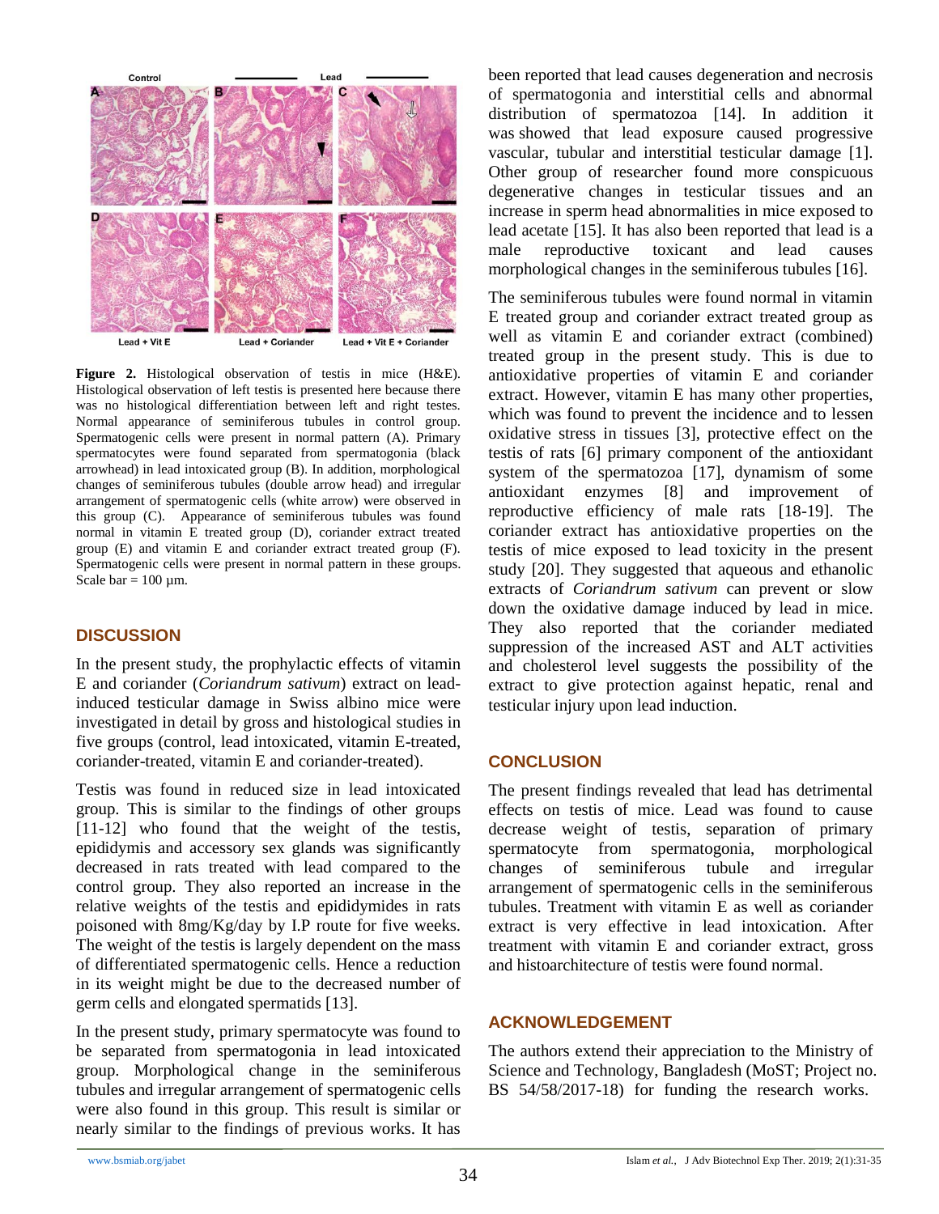**Figure 2.** Histological observation of testis in mice (H&E). Histological observation of left testis is presented here because there was no histological differentiation between left and right testes. Normal appearance of seminiferous tubules in control group. Spermatogenic cells were present in normal pattern (A). Primary spermatocytes were found separated from spermatogonia (black arrowhead) in lead intoxicated group (B). In addition, morphological changes of seminiferous tubules (double arrow head) and irregular arrangement of spermatogenic cells (white arrow) were observed in this group (C). Appearance of seminiferous tubules was found normal in vitamin E treated group (D), coriander extract treated group (E) and vitamin E and coriander extract treated group (F). Spermatogenic cells were present in normal pattern in these groups. Scale bar = 100 μm.

## DISCUSSION

In the present study, the prophylactic effects of vitamin E and coriander (*Coriandrum sativum*) extract on lead-induced testicular damage in Swiss albino mice were investigated in detail by gross and histological studies in five groups (control, lead intoxicated, vitamin E-treated, coriander-treated, vitamin E and coriander-treated).

Testis was found in reduced size in lead intoxicated group. This is similar to the findings of other groups [11-12] who found that the weight of the testis, epididymis and accessory sex glands was significantly decreased in rats treated with lead compared to the control group. They also reported an increase in the relative weights of the testis and epididymides in rats poisoned with 8mg/Kg/day by I.P route for five weeks. The weight of the testis is largely dependent on the mass of differentiated spermatogenic cells. Hence a reduction in its weight might be due to the decreased number of germ cells and elongated spermatids [13].

In the present study, primary spermatocyte was found to be separated from spermatogonia in lead intoxicated group. Morphological change in the seminiferous tubules and irregular arrangement of spermatogenic cells were also found in this group. This result is similar or nearly similar to the findings of previous works. It has been reported that lead causes degeneration and necrosis of spermatogonia and interstitial cells and abnormal distribution of spermatozoa [14]. In addition it was showed that lead exposure caused progressive vascular, tubular and interstitial testicular damage [1]. Other group of researcher found more conspicuous degenerative changes in testicular tissues and an increase in sperm head abnormalities in mice exposed to lead acetate [15]. It has also been reported that lead is a male reproductive toxicant and lead causes morphological changes in the seminiferous tubules [16].

The seminiferous tubules were found normal in vitamin E treated group and coriander extract treated group as well as vitamin E and coriander extract (combined) treated group in the present study. This is due to antioxidative properties of vitamin E and coriander extract. However, vitamin E has many other properties, which was found to prevent the incidence and to lessen oxidative stress in tissues [3], protective effect on the testis of rats [6] primary component of the antioxidant system of the spermatozoa [17], dynamism of some antioxidant enzymes [8] and improvement of reproductive efficiency of male rats [18-19]. The coriander extract has antioxidative properties on the testis of mice exposed to lead toxicity in the present study [20]. They suggested that aqueous and ethanolic extracts of *Coriandrum sativum* can prevent or slow down the oxidative damage induced by lead in mice. They also reported that the coriander mediated suppression of the increased AST and ALT activities and cholesterol level suggests the possibility of the extract to give protection against hepatic, renal and testicular injury upon lead induction.

## CONCLUSION

The present findings revealed that lead has detrimental effects on testis of mice. Lead was found to cause decrease weight of testis, separation of primary spermatocyte from spermatogonia, morphological changes of seminiferous tubule and irregular arrangement of spermatogenic cells in the seminiferous tubules. Treatment with vitamin E as well as coriander extract is very effective in lead intoxication. After treatment with vitamin E and coriander extract, gross and histoarchitecture of testis were found normal.

## ACKNOWLEDGEMENT

The authors extend their appreciation to the Ministry of Science and Technology, Bangladesh (MoST; Project no. BS 54/58/2017-18) for funding the research works.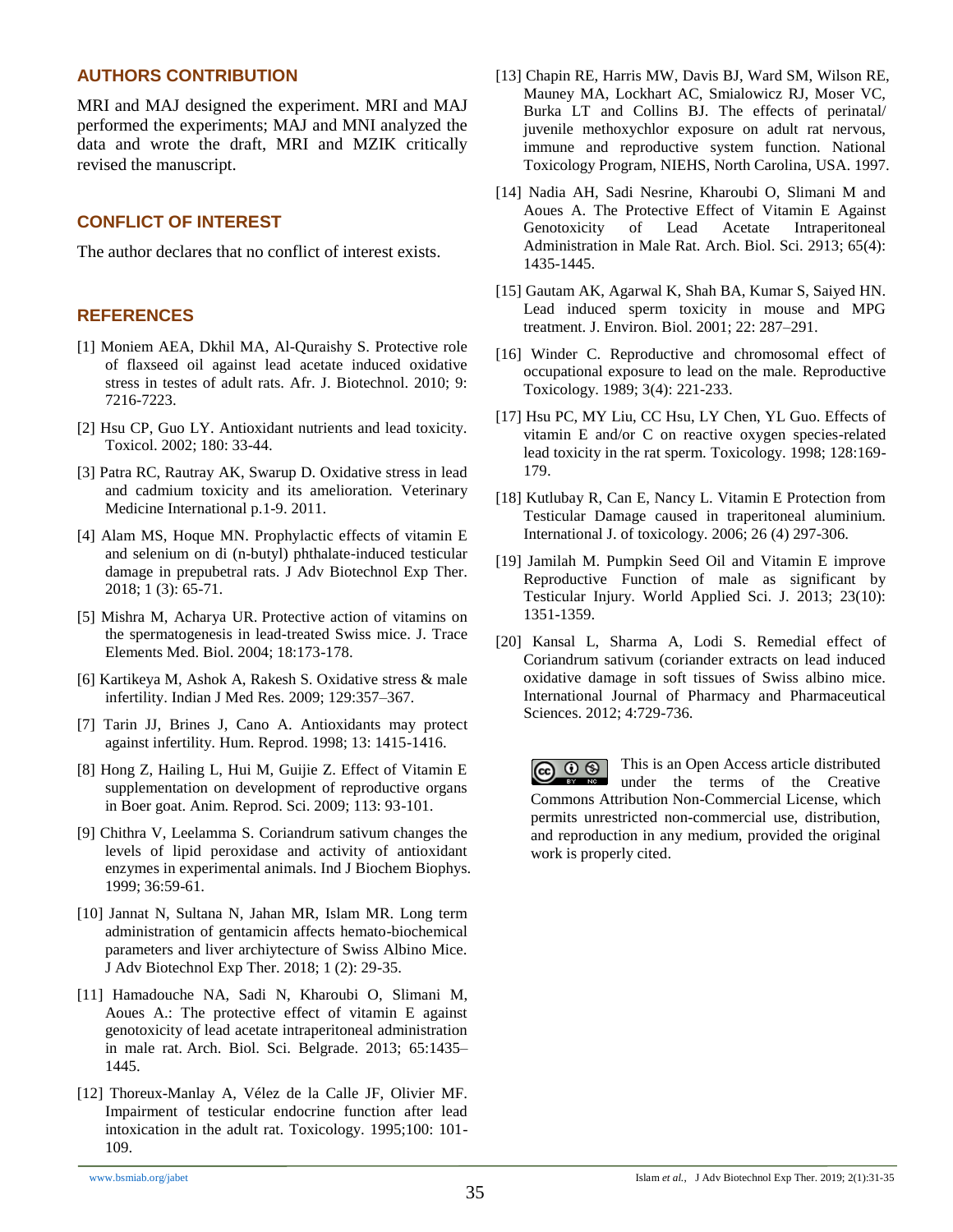## AUTHORS CONTRIBUTION

MRI and MAJ designed the experiment. MRI and MAJ performed the experiments; MAJ and MNI analyzed the data and wrote the draft, MRI and MZIK critically revised the manuscript.

## CONFLICT OF INTEREST

The author declares that no conflict of interest exists.

## REFERENCES

[1] Moniem AEA, Dkhil MA, Al-Quraishy S. Protective role of flaxseed oil against lead acetate induced oxidative stress in testes of adult rats. Afr. J. Biotechnol. 2010; 9: 7216-7223.

[2] Hsu CP, Guo LY. Antioxidant nutrients and lead toxicity. Toxicol. 2002; 180: 33-44.

[3] Patra RC, Rautray AK, Swarup D. Oxidative stress in lead and cadmium toxicity and its amelioration. Veterinary Medicine International p.1-9. 2011.

[4] Alam MS, Hoque MN. Prophylactic effects of vitamin E and selenium on di (n-butyl) phthalate-induced testicular damage in prepubetral rats. J Adv Biotechnol Exp Ther. 2018; 1 (3): 65-71.

[5] Mishra M, Acharya UR. Protective action of vitamins on the spermatogenesis in lead-treated Swiss mice. J. Trace Elements Med. Biol. 2004; 18:173-178.

[6] Kartikeya M, Ashok A, Rakesh S. Oxidative stress & male infertility. Indian J Med Res. 2009; 129:357–367.

[7] Tarin JJ, Brines J, Cano A. Antioxidants may protect against infertility. Hum. Reprod. 1998; 13: 1415-1416.

[8] Hong Z, Hailing L, Hui M, Guijie Z. Effect of Vitamin E supplementation on development of reproductive organs in Boer goat. Anim. Reprod. Sci. 2009; 113: 93-101.

[9] Chithra V, Leelamma S. Coriandrum sativum changes the levels of lipid peroxidase and activity of antioxidant enzymes in experimental animals. Ind J Biochem Biophys. 1999; 36:59-61.

[10] Jannat N, Sultana N, Jahan MR, Islam MR. Long term administration of gentamicin affects hemato-biochemical parameters and liver archiytecture of Swiss Albino Mice. J Adv Biotechnol Exp Ther. 2018; 1 (2): 29-35.

[11] Hamadouche NA, Sadi N, Kharoubi O, Slimani M, Aoues A.: The protective effect of vitamin E against genotoxicity of lead acetate intraperitoneal administration in male rat. Arch. Biol. Sci. Belgrade. 2013; 65:1435–1445.

[12] Thoreux-Manlay A, Vélez de la Calle JF, Olivier MF. Impairment of testicular endocrine function after lead intoxication in the adult rat. Toxicology. 1995;100: 101-109.

[13] Chapin RE, Harris MW, Davis BJ, Ward SM, Wilson RE, Mauney MA, Lockhart AC, Smialowicz RJ, Moser VC, Burka LT and Collins BJ. The effects of perinatal/ juvenile methoxychlor exposure on adult rat nervous, immune and reproductive system function. National Toxicology Program, NIEHS, North Carolina, USA. 1997.

[14] Nadia AH, Sadi Nesrine, Kharoubi O, Slimani M and Aoues A. The Protective Effect of Vitamin E Against Genotoxicity of Lead Acetate Intraperitoneal Administration in Male Rat. Arch. Biol. Sci. 2913; 65(4): 1435-1445.

[15] Gautam AK, Agarwal K, Shah BA, Kumar S, Saiyed HN. Lead induced sperm toxicity in mouse and MPG treatment. J. Environ. Biol. 2001; 22: 287–291.

[16] Winder C. Reproductive and chromosomal effect of occupational exposure to lead on the male. Reproductive Toxicology. 1989; 3(4): 221-233.

[17] Hsu PC, MY Liu, CC Hsu, LY Chen, YL Guo. Effects of vitamin E and/or C on reactive oxygen species-related lead toxicity in the rat sperm. Toxicology. 1998; 128:169-179.

[18] Kutlubay R, Can E, Nancy L. Vitamin E Protection from Testicular Damage caused in traperitoneal aluminium. International J. of toxicology. 2006; 26 (4) 297-306.

[19] Jamilah M. Pumpkin Seed Oil and Vitamin E improve Reproductive Function of male as significant by Testicular Injury. World Applied Sci. J. 2013; 23(10): 1351-1359.

[20] Kansal L, Sharma A, Lodi S. Remedial effect of Coriandrum sativum (coriander extracts on lead induced oxidative damage in soft tissues of Swiss albino mice. International Journal of Pharmacy and Pharmaceutical Sciences. 2012; 4:729-736.

This is an Open Access article distributed under the terms of the Creative Commons Attribution Non-Commercial License, which permits unrestricted non-commercial use, distribution, and reproduction in any medium, provided the original work is properly cited.